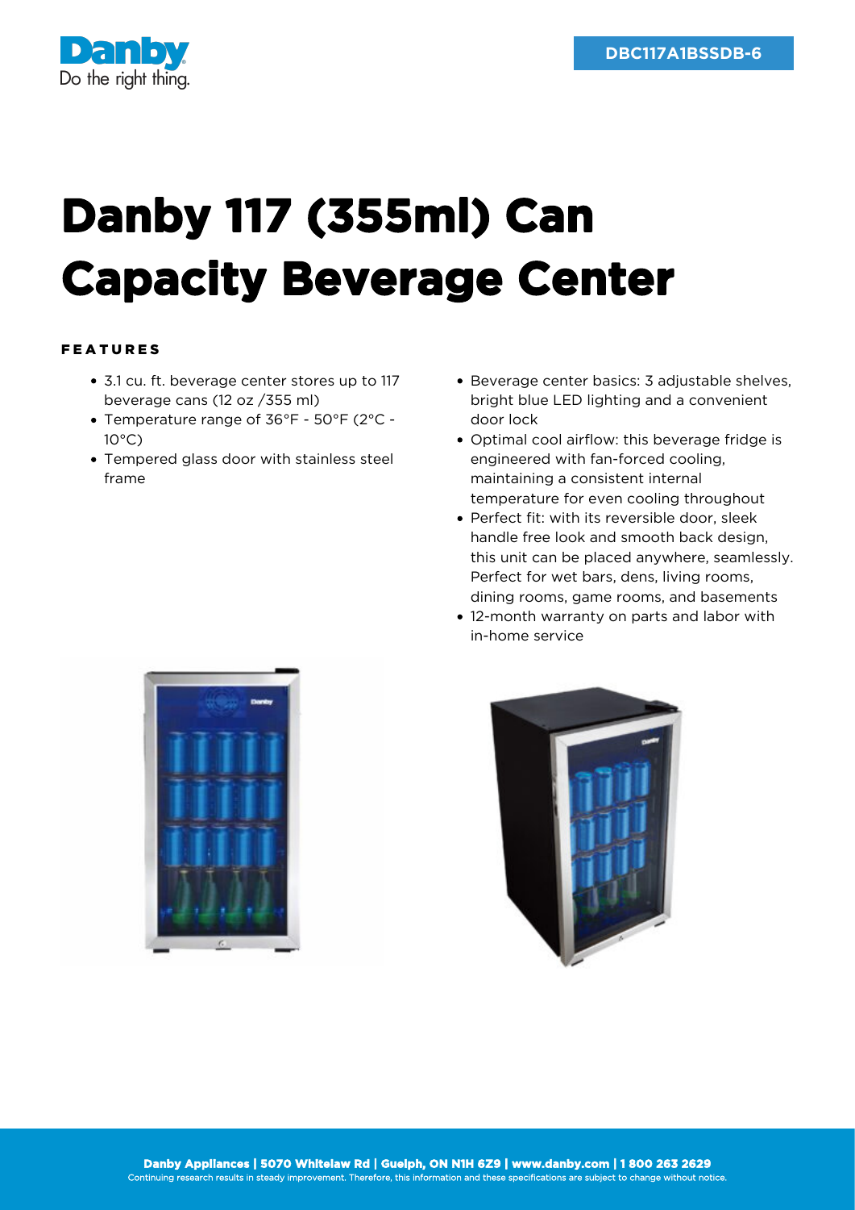DBC117A1BSSDB-6

# Danby 117 (355ml) Can Capacity Beverage Center

## FEATURES

- 3.1 cu. ft. beverage center stores up to 117 beverage cans (12 oz /355 ml)
- Temperature range of 36°F - 50°F (2°C - 10°C)
- Tempered glass door with stainless steel frame
- Beverage center basics: 3 adjustable shelves, bright blue LED lighting and a convenient door lock
- Optimal cool airflow: this beverage fridge is engineered with fan-forced cooling, maintaining a consistent internal temperature for even cooling throughout
- Perfect fit: with its reversible door, sleek handle free look and smooth back design, this unit can be placed anywhere, seamlessly. Perfect for wet bars, dens, living rooms, dining rooms, game rooms, and basements
- 12-month warranty on parts and labor with in-home service

**Danby Appliances | 5070 Whitelaw Rd | Guelph, ON N1H 6Z9 | www.danby.com | 1 800 263 2629**
Continuing research results in steady improvement. Therefore, this information and these specifications are subject to change without notice.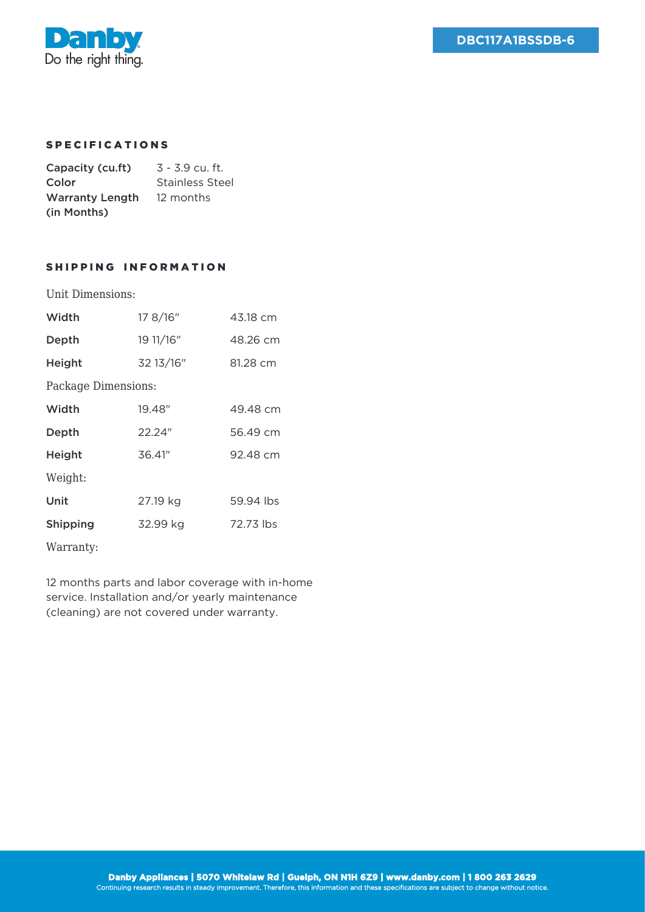DBC117A1BSSDB-6

## SPECIFICATIONS

| | |
|---|---|
| Capacity (cu.ft) | 3 - 3.9 cu. ft. |
| Color | Stainless Steel |
| Warranty Length (in Months) | 12 months |

## SHIPPING INFORMATION

Unit Dimensions:

| | | |
|---|---|---|
| **Width** | 17 8/16" | 43.18 cm |
| **Depth** | 19 11/16" | 48.26 cm |
| **Height** | 32 13/16" | 81.28 cm |

Package Dimensions:

| | | |
|---|---|---|
| **Width** | 19.48" | 49.48 cm |
| **Depth** | 22.24" | 56.49 cm |
| **Height** | 36.41" | 92.48 cm |

Weight:

| | | |
|---|---|---|
| **Unit** | 27.19 kg | 59.94 lbs |
| **Shipping** | 32.99 kg | 72.73 lbs |

Warranty:

12 months parts and labor coverage with in-home service. Installation and/or yearly maintenance (cleaning) are not covered under warranty.

**Danby Appliances | 5070 Whitelaw Rd | Guelph, ON N1H 6Z9 | www.danby.com | 1 800 263 2629**

Continuing research results in steady improvement. Therefore, this information and these specifications are subject to change without notice.